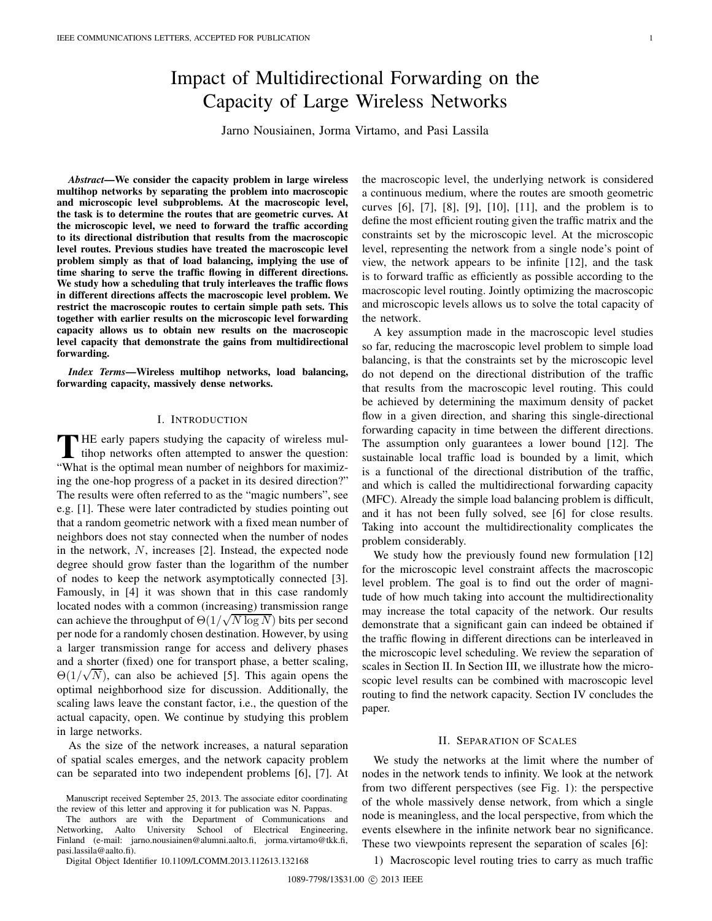# Impact of Multidirectional Forwarding on the Capacity of Large Wireless Networks

Jarno Nousiainen, Jorma Virtamo, and Pasi Lassila

***Abstract*—We consider the capacity problem in large wireless multihop networks by separating the problem into macroscopic and microscopic level subproblems. At the macroscopic level, the task is to determine the routes that are geometric curves. At the microscopic level, we need to forward the traffic according to its directional distribution that results from the macroscopic level routes. Previous studies have treated the macroscopic level problem simply as that of load balancing, implying the use of time sharing to serve the traffic flowing in different directions. We study how a scheduling that truly interleaves the traffic flows in different directions affects the macroscopic level problem. We restrict the macroscopic routes to certain simple path sets. This together with earlier results on the microscopic level forwarding capacity allows us to obtain new results on the macroscopic level capacity that demonstrate the gains from multidirectional forwarding.**

***Index Terms*—Wireless multihop networks, load balancing, forwarding capacity, massively dense networks.**

## I. Introduction

The early papers studying the capacity of wireless multihop networks often attempted to answer the question: "What is the optimal mean number of neighbors for maximizing the one-hop progress of a packet in its desired direction?" The results were often referred to as the "magic numbers", see e.g. [1]. These were later contradicted by studies pointing out that a random geometric network with a fixed mean number of neighbors does not stay connected when the number of nodes in the network, $N$, increases [2]. Instead, the expected node degree should grow faster than the logarithm of the number of nodes to keep the network asymptotically connected [3]. Famously, in [4] it was shown that in this case randomly located nodes with a common (increasing) transmission range can achieve the throughput of $\Theta(1/\sqrt{N \log N})$ bits per second per node for a randomly chosen destination. However, by using a larger transmission range for access and delivery phases and a shorter (fixed) one for transport phase, a better scaling, $\Theta(1/\sqrt{N})$, can also be achieved [5]. This again opens the optimal neighborhood size for discussion. Additionally, the scaling laws leave the constant factor, i.e., the question of the actual capacity, open. We continue by studying this problem in large networks.

As the size of the network increases, a natural separation of spatial scales emerges, and the network capacity problem can be separated into two independent problems [6], [7]. At the macroscopic level, the underlying network is considered a continuous medium, where the routes are smooth geometric curves [6], [7], [8], [9], [10], [11], and the problem is to define the most efficient routing given the traffic matrix and the constraints set by the microscopic level. At the microscopic level, representing the network from a single node's point of view, the network appears to be infinite [12], and the task is to forward traffic as efficiently as possible according to the macroscopic level routing. Jointly optimizing the macroscopic and microscopic levels allows us to solve the total capacity of the network.

A key assumption made in the macroscopic level studies so far, reducing the macroscopic level problem to simple load balancing, is that the constraints set by the microscopic level do not depend on the directional distribution of the traffic that results from the macroscopic level routing. This could be achieved by determining the maximum density of packet flow in a given direction, and sharing this single-directional forwarding capacity in time between the different directions. The assumption only guarantees a lower bound [12]. The sustainable local traffic load is bounded by a limit, which is a functional of the directional distribution of the traffic, and which is called the multidirectional forwarding capacity (MFC). Already the simple load balancing problem is difficult, and it has not been fully solved, see [6] for close results. Taking into account the multidirectionality complicates the problem considerably.

We study how the previously found new formulation [12] for the microscopic level constraint affects the macroscopic level problem. The goal is to find out the order of magnitude of how much taking into account the multidirectionality may increase the total capacity of the network. Our results demonstrate that a significant gain can indeed be obtained if the traffic flowing in different directions can be interleaved in the microscopic level scheduling. We review the separation of scales in Section II. In Section III, we illustrate how the microscopic level results can be combined with macroscopic level routing to find the network capacity. Section IV concludes the paper.

## II. Separation of Scales

We study the networks at the limit where the number of nodes in the network tends to infinity. We look at the network from two different perspectives (see Fig. 1): the perspective of the whole massively dense network, from which a single node is meaningless, and the local perspective, from which the events elsewhere in the infinite network bear no significance. These two viewpoints represent the separation of scales [6]:

1) Macroscopic level routing tries to carry as much traffic

Manuscript received September 25, 2013. The associate editor coordinating the review of this letter and approving it for publication was N. Pappas.

The authors are with the Department of Communications and Networking, Aalto University School of Electrical Engineering, Finland (e-mail: jarno.nousiainen@alumni.aalto.fi, jorma.virtamo@tkk.fi, pasi.lassila@aalto.fi).

Digital Object Identifier 10.1109/LCOMM.2013.112613.132168

1089-7798/13$31.00 © 2013 IEEE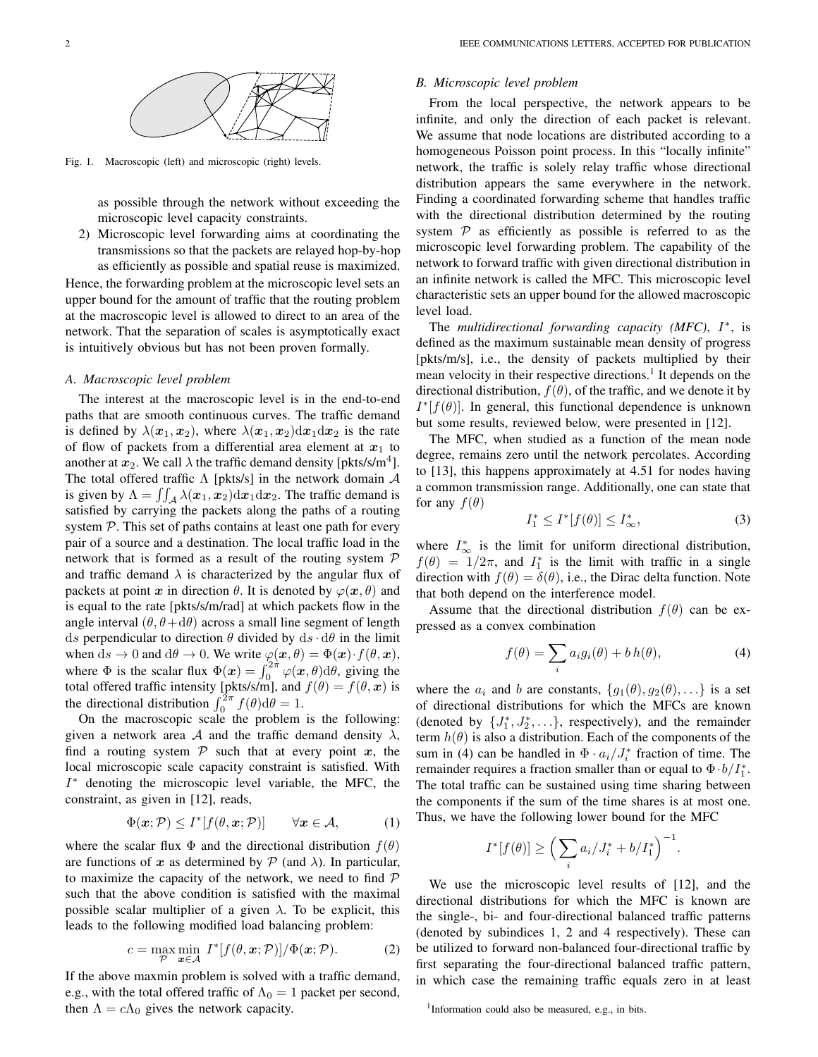Fig. 1. Macroscopic (left) and microscopic (right) levels.

as possible through the network without exceeding the microscopic level capacity constraints.

2) Microscopic level forwarding aims at coordinating the transmissions so that the packets are relayed hop-by-hop as efficiently as possible and spatial reuse is maximized.

Hence, the forwarding problem at the microscopic level sets an upper bound for the amount of traffic that the routing problem at the macroscopic level is allowed to direct to an area of the network. That the separation of scales is asymptotically exact is intuitively obvious but has not been proven formally.

### A. Macroscopic level problem

The interest at the macroscopic level is in the end-to-end paths that are smooth continuous curves. The traffic demand is defined by $\lambda(\boldsymbol{x}_1, \boldsymbol{x}_2)$, where $\lambda(\boldsymbol{x}_1, \boldsymbol{x}_2)\mathrm{d}\boldsymbol{x}_1\mathrm{d}\boldsymbol{x}_2$ is the rate of flow of packets from a differential area element at $\boldsymbol{x}_1$ to another at $\boldsymbol{x}_2$. We call $\lambda$ the traffic demand density [pkts/s/m$^4$]. The total offered traffic $\Lambda$ [pkts/s] in the network domain $\mathcal{A}$ is given by $\Lambda = \iint_{\mathcal{A}} \lambda(\boldsymbol{x}_1, \boldsymbol{x}_2)\mathrm{d}\boldsymbol{x}_1\mathrm{d}\boldsymbol{x}_2$. The traffic demand is satisfied by carrying the packets along the paths of a routing system $\mathcal{P}$. This set of paths contains at least one path for every pair of a source and a destination. The local traffic load in the network that is formed as a result of the routing system $\mathcal{P}$ and traffic demand $\lambda$ is characterized by the angular flux of packets at point $\boldsymbol{x}$ in direction $\theta$. It is denoted by $\varphi(\boldsymbol{x}, \theta)$ and is equal to the rate [pkts/s/m/rad] at which packets flow in the angle interval $(\theta, \theta + \mathrm{d}\theta)$ across a small line segment of length $\mathrm{d}s$ perpendicular to direction $\theta$ divided by $\mathrm{d}s \cdot \mathrm{d}\theta$ in the limit when $\mathrm{d}s \to 0$ and $\mathrm{d}\theta \to 0$. We write $\varphi(\boldsymbol{x}, \theta) = \Phi(\boldsymbol{x}) \cdot f(\theta, \boldsymbol{x})$, where $\Phi$ is the scalar flux $\Phi(\boldsymbol{x}) = \int_0^{2\pi} \varphi(\boldsymbol{x}, \theta)\mathrm{d}\theta$, giving the total offered traffic intensity [pkts/s/m], and $f(\theta) = f(\theta, \boldsymbol{x})$ is the directional distribution $\int_0^{2\pi} f(\theta)\mathrm{d}\theta = 1$.

On the macroscopic scale the problem is the following: given a network area $\mathcal{A}$ and the traffic demand density $\lambda$, find a routing system $\mathcal{P}$ such that at every point $\boldsymbol{x}$, the local microscopic scale capacity constraint is satisfied. With $I^*$ denoting the microscopic level variable, the MFC, the constraint, as given in [12], reads,

$$\Phi(\boldsymbol{x}; \mathcal{P}) \leq I^*[f(\theta, \boldsymbol{x}; \mathcal{P})] \qquad \forall \boldsymbol{x} \in \mathcal{A}, \tag{1}$$

where the scalar flux $\Phi$ and the directional distribution $f(\theta)$ are functions of $\boldsymbol{x}$ as determined by $\mathcal{P}$ (and $\lambda$). In particular, to maximize the capacity of the network, we need to find $\mathcal{P}$ such that the above condition is satisfied with the maximal possible scalar multiplier of a given $\lambda$. To be explicit, this leads to the following modified load balancing problem:

$$c = \max_{\mathcal{P}} \min_{\boldsymbol{x} \in \mathcal{A}} \; I^*[f(\theta, \boldsymbol{x}; \mathcal{P})]/\Phi(\boldsymbol{x}; \mathcal{P}). \tag{2}$$

If the above maxmin problem is solved with a traffic demand, e.g., with the total offered traffic of $\Lambda_0 = 1$ packet per second, then $\Lambda = c\Lambda_0$ gives the network capacity.

### B. Microscopic level problem

From the local perspective, the network appears to be infinite, and only the direction of each packet is relevant. We assume that node locations are distributed according to a homogeneous Poisson point process. In this "locally infinite" network, the traffic is solely relay traffic whose directional distribution appears the same everywhere in the network. Finding a coordinated forwarding scheme that handles traffic with the directional distribution determined by the routing system $\mathcal{P}$ as efficiently as possible is referred to as the microscopic level forwarding problem. The capability of the network to forward traffic with given directional distribution in an infinite network is called the MFC. This microscopic level characteristic sets an upper bound for the allowed macroscopic level load.

The *multidirectional forwarding capacity (MFC)*, $I^*$, is defined as the maximum sustainable mean density of progress [pkts/m/s], i.e., the density of packets multiplied by their mean velocity in their respective directions.[1] It depends on the directional distribution, $f(\theta)$, of the traffic, and we denote it by $I^*[f(\theta)]$. In general, this functional dependence is unknown but some results, reviewed below, were presented in [12].

The MFC, when studied as a function of the mean node degree, remains zero until the network percolates. According to [13], this happens approximately at 4.51 for nodes having a common transmission range. Additionally, one can state that for any $f(\theta)$

$$I_1^* \leq I^*[f(\theta)] \leq I_\infty^*, \tag{3}$$

where $I_\infty^*$ is the limit for uniform directional distribution, $f(\theta) = 1/2\pi$, and $I_1^*$ is the limit with traffic in a single direction with $f(\theta) = \delta(\theta)$, i.e., the Dirac delta function. Note that both depend on the interference model.

Assume that the directional distribution $f(\theta)$ can be expressed as a convex combination

$$f(\theta) = \sum_i a_i g_i(\theta) + b\, h(\theta), \tag{4}$$

where the $a_i$ and $b$ are constants, $\{g_1(\theta), g_2(\theta), \ldots\}$ is a set of directional distributions for which the MFCs are known (denoted by $\{J_1^*, J_2^*, \ldots\}$, respectively), and the remainder term $h(\theta)$ is also a distribution. Each of the components of the sum in (4) can be handled in $\Phi \cdot a_i/J_i^*$ fraction of time. The remainder requires a fraction smaller than or equal to $\Phi \cdot b/I_1^*$. The total traffic can be sustained using time sharing between the components if the sum of the time shares is at most one. Thus, we have the following lower bound for the MFC

$$I^*[f(\theta)] \geq \Big( \sum_i a_i/J_i^* + b/I_1^* \Big)^{-1}.$$

We use the microscopic level results of [12], and the directional distributions for which the MFC is known are the single-, bi- and four-directional balanced traffic patterns (denoted by subindices 1, 2 and 4 respectively). These can be utilized to forward non-balanced four-directional traffic by first separating the four-directional balanced traffic pattern, in which case the remaining traffic equals zero in at least

[1] Information could also be measured, e.g., in bits.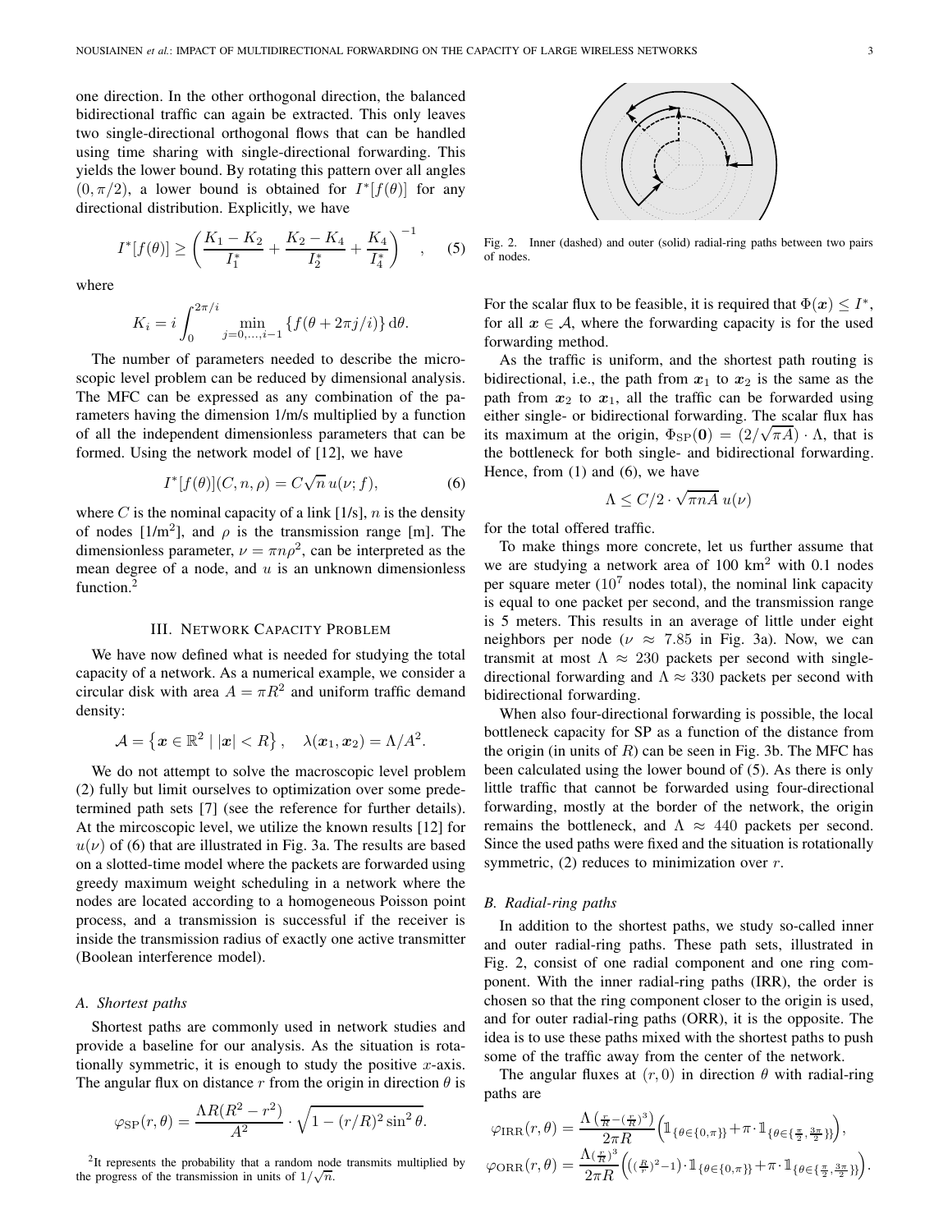one direction. In the other orthogonal direction, the balanced bidirectional traffic can again be extracted. This only leaves two single-directional orthogonal flows that can be handled using time sharing with single-directional forwarding. This yields the lower bound. By rotating this pattern over all angles $(0, \pi/2)$, a lower bound is obtained for $I^*[f(\theta)]$ for any directional distribution. Explicitly, we have

$$I^*[f(\theta)] \geq \left( \frac{K_1 - K_2}{I_1^*} + \frac{K_2 - K_4}{I_2^*} + \frac{K_4}{I_4^*} \right)^{-1}, \quad (5)$$

where

$$K_i = i \int_0^{2\pi/i} \min_{j=0,\ldots,i-1} \{ f(\theta + 2\pi j/i) \} \, \mathrm{d}\theta.$$

The number of parameters needed to describe the microscopic level problem can be reduced by dimensional analysis. The MFC can be expressed as any combination of the parameters having the dimension 1/m/s multiplied by a function of all the independent dimensionless parameters that can be formed. Using the network model of [12], we have

$$I^*[f(\theta)](C, n, \rho) = C\sqrt{n}\, u(\nu; f), \quad (6)$$

where $C$ is the nominal capacity of a link [1/s], $n$ is the density of nodes [1/m$^2$], and $\rho$ is the transmission range [m]. The dimensionless parameter, $\nu = \pi n \rho^2$, can be interpreted as the mean degree of a node, and $u$ is an unknown dimensionless function.[2]

## III. Network Capacity Problem

We have now defined what is needed for studying the total capacity of a network. As a numerical example, we consider a circular disk with area $A = \pi R^2$ and uniform traffic demand density:

$$\mathcal{A} = \left\{ \boldsymbol{x} \in \mathbb{R}^2 \mid |\boldsymbol{x}| < R \right\}, \quad \lambda(\boldsymbol{x}_1, \boldsymbol{x}_2) = \Lambda / A^2.$$

We do not attempt to solve the macroscopic level problem (2) fully but limit ourselves to optimization over some predetermined path sets [7] (see the reference for further details). At the mircoscopic level, we utilize the known results [12] for $u(\nu)$ of (6) that are illustrated in Fig. 3a. The results are based on a slotted-time model where the packets are forwarded using greedy maximum weight scheduling in a network where the nodes are located according to a homogeneous Poisson point process, and a transmission is successful if the receiver is inside the transmission radius of exactly one active transmitter (Boolean interference model).

### A. Shortest paths

Shortest paths are commonly used in network studies and provide a baseline for our analysis. As the situation is rotationally symmetric, it is enough to study the positive $x$-axis. The angular flux on distance $r$ from the origin in direction $\theta$ is

$$\varphi_{\mathrm{SP}}(r, \theta) = \frac{\Lambda R (R^2 - r^2)}{A^2} \cdot \sqrt{1 - (r/R)^2 \sin^2 \theta}.$$

[2] It represents the probability that a random node transmits multiplied by the progress of the transmission in units of $1/\sqrt{n}$.

Fig. 2. Inner (dashed) and outer (solid) radial-ring paths between two pairs of nodes.

For the scalar flux to be feasible, it is required that $\Phi(\boldsymbol{x}) \leq I^*$, for all $\boldsymbol{x} \in \mathcal{A}$, where the forwarding capacity is for the used forwarding method.

As the traffic is uniform, and the shortest path routing is bidirectional, i.e., the path from $\boldsymbol{x}_1$ to $\boldsymbol{x}_2$ is the same as the path from $\boldsymbol{x}_2$ to $\boldsymbol{x}_1$, all the traffic can be forwarded using either single- or bidirectional forwarding. The scalar flux has its maximum at the origin, $\Phi_{\mathrm{SP}}(\mathbf{0}) = (2/\sqrt{\pi A}) \cdot \Lambda$, that is the bottleneck for both single- and bidirectional forwarding. Hence, from (1) and (6), we have

$$\Lambda \leq C/2 \cdot \sqrt{\pi n A}\, u(\nu)$$

for the total offered traffic.

To make things more concrete, let us further assume that we are studying a network area of 100 km$^2$ with 0.1 nodes per square meter ($10^7$ nodes total), the nominal link capacity is equal to one packet per second, and the transmission range is 5 meters. This results in an average of little under eight neighbors per node ($\nu \approx 7.85$ in Fig. 3a). Now, we can transmit at most $\Lambda \approx 230$ packets per second with single-directional forwarding and $\Lambda \approx 330$ packets per second with bidirectional forwarding.

When also four-directional forwarding is possible, the local bottleneck capacity for SP as a function of the distance from the origin (in units of $R$) can be seen in Fig. 3b. The MFC has been calculated using the lower bound of (5). As there is only little traffic that cannot be forwarded using four-directional forwarding, mostly at the border of the network, the origin remains the bottleneck, and $\Lambda \approx 440$ packets per second. Since the used paths were fixed and the situation is rotationally symmetric, (2) reduces to minimization over $r$.

### B. Radial-ring paths

In addition to the shortest paths, we study so-called inner and outer radial-ring paths. These path sets, illustrated in Fig. 2, consist of one radial component and one ring component. With the inner radial-ring paths (IRR), the order is chosen so that the ring component closer to the origin is used, and for outer radial-ring paths (ORR), it is the opposite. The idea is to use these paths mixed with the shortest paths to push some of the traffic away from the center of the network.

The angular fluxes at $(r, 0)$ in direction $\theta$ with radial-ring paths are

$$\varphi_{\mathrm{IRR}}(r, \theta) = \frac{\Lambda \left( \frac{r}{R} - (\frac{r}{R})^3 \right)}{2\pi R} \Big( \mathbb{1}_{\{\theta \in \{0, \pi\}\}} + \pi \cdot \mathbb{1}_{\{\theta \in \{\frac{\pi}{2}, \frac{3\pi}{2}\}\}} \Big),$$

$$\varphi_{\mathrm{ORR}}(r, \theta) = \frac{\Lambda (\frac{r}{R})^3}{2\pi R} \Big( \big( (\tfrac{R}{r})^2 - 1 \big) \cdot \mathbb{1}_{\{\theta \in \{0, \pi\}\}} + \pi \cdot \mathbb{1}_{\{\theta \in \{\frac{\pi}{2}, \frac{3\pi}{2}\}\}} \Big).$$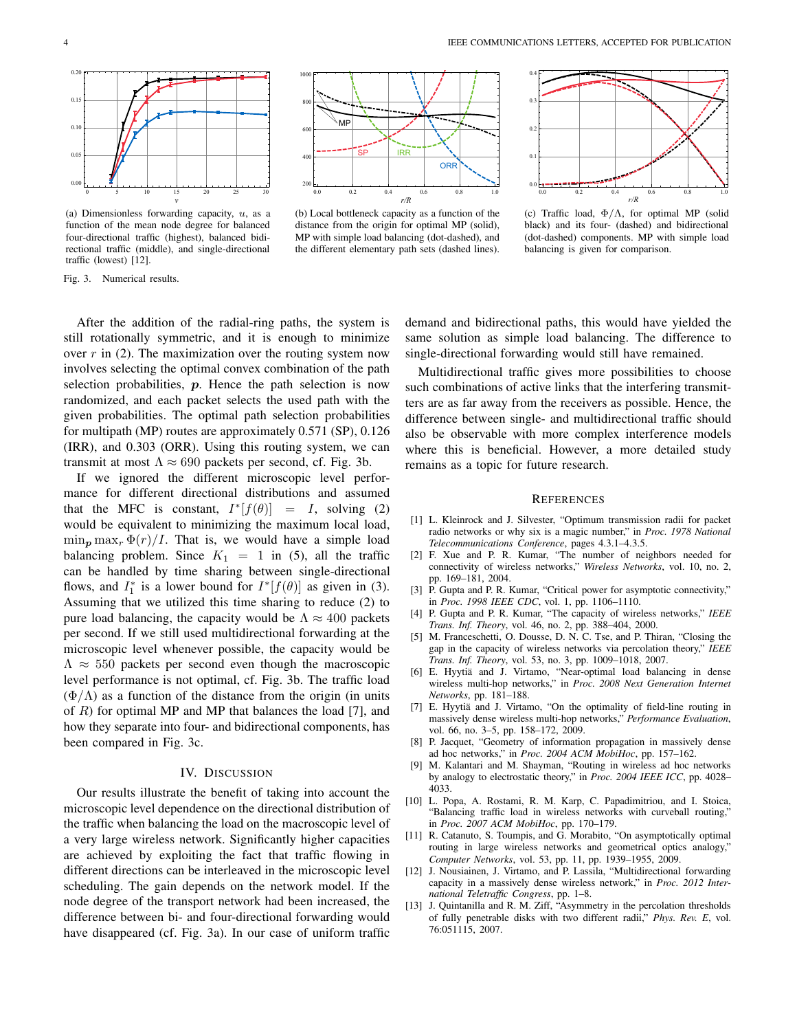0.20
0.15
0.10
0.05
0.00
0 5 10 15 20 25 30
$v$

(a) Dimensionless forwarding capacity, $u$, as a function of the mean node degree for balanced four-directional traffic (highest), balanced bidirectional traffic (middle), and single-directional traffic (lowest) [12].

1000
800
600
400
200
0.0 0.2 0.4 0.6 0.8 1.0
$r/R$
MP
SP
IRR
ORR

(b) Local bottleneck capacity as a function of the distance from the origin for optimal MP (solid), MP with simple load balancing (dot-dashed), and the different elementary path sets (dashed lines).

0.4
0.3
0.2
0.1
0.0
0.0 0.2 0.4 0.6 0.8 1.0
$r/R$

(c) Traffic load, $\Phi/\Lambda$, for optimal MP (solid black) and its four- (dashed) and bidirectional (dot-dashed) components. MP with simple load balancing is given for comparison.

Fig. 3. Numerical results.

After the addition of the radial-ring paths, the system is still rotationally symmetric, and it is enough to minimize over $r$ in (2). The maximization over the routing system now involves selecting the optimal convex combination of the path selection probabilities, $\boldsymbol{p}$. Hence the path selection is now randomized, and each packet selects the used path with the given probabilities. The optimal path selection probabilities for multipath (MP) routes are approximately 0.571 (SP), 0.126 (IRR), and 0.303 (ORR). Using this routing system, we can transmit at most $\Lambda \approx 690$ packets per second, cf. Fig. 3b.

If we ignored the different microscopic level performance for different directional distributions and assumed that the MFC is constant, $I^*[f(\theta)] = I$, solving (2) would be equivalent to minimizing the maximum local load, $\min_{\boldsymbol{p}} \max_r \Phi(r)/I$. That is, we would have a simple load balancing problem. Since $K_1 = 1$ in (5), all the traffic can be handled by time sharing between single-directional flows, and $I_1^*$ is a lower bound for $I^*[f(\theta)]$ as given in (3). Assuming that we utilized this time sharing to reduce (2) to pure load balancing, the capacity would be $\Lambda \approx 400$ packets per second. If we still used multidirectional forwarding at the microscopic level whenever possible, the capacity would be $\Lambda \approx 550$ packets per second even though the macroscopic level performance is not optimal, cf. Fig. 3b. The traffic load ($\Phi/\Lambda$) as a function of the distance from the origin (in units of $R$) for optimal MP and MP that balances the load [7], and how they separate into four- and bidirectional components, has been compared in Fig. 3c.

## IV. Discussion

Our results illustrate the benefit of taking into account the microscopic level dependence on the directional distribution of the traffic when balancing the load on the macroscopic level of a very large wireless network. Significantly higher capacities are achieved by exploiting the fact that traffic flowing in different directions can be interleaved in the microscopic level scheduling. The gain depends on the network model. If the node degree of the transport network had been increased, the difference between bi- and four-directional forwarding would have disappeared (cf. Fig. 3a). In our case of uniform traffic demand and bidirectional paths, this would have yielded the same solution as simple load balancing. The difference to single-directional forwarding would still have remained.

Multidirectional traffic gives more possibilities to choose such combinations of active links that the interfering transmitters are as far away from the receivers as possible. Hence, the difference between single- and multidirectional traffic should also be observable with more complex interference models where this is beneficial. However, a more detailed study remains as a topic for future research.

## References

[1] L. Kleinrock and J. Silvester, "Optimum transmission radii for packet radio networks or why six is a magic number," in *Proc. 1978 National Telecommunications Conference*, pages 4.3.1–4.3.5.

[2] F. Xue and P. R. Kumar, "The number of neighbors needed for connectivity of wireless networks," *Wireless Networks*, vol. 10, no. 2, pp. 169–181, 2004.

[3] P. Gupta and P. R. Kumar, "Critical power for asymptotic connectivity," in *Proc. 1998 IEEE CDC*, vol. 1, pp. 1106–1110.

[4] P. Gupta and P. R. Kumar, "The capacity of wireless networks," *IEEE Trans. Inf. Theory*, vol. 46, no. 2, pp. 388–404, 2000.

[5] M. Franceschetti, O. Dousse, D. N. C. Tse, and P. Thiran, "Closing the gap in the capacity of wireless networks via percolation theory," *IEEE Trans. Inf. Theory*, vol. 53, no. 3, pp. 1009–1018, 2007.

[6] E. Hyytiä and J. Virtamo, "Near-optimal load balancing in dense wireless multi-hop networks," in *Proc. 2008 Next Generation Internet Networks*, pp. 181–188.

[7] E. Hyytiä and J. Virtamo, "On the optimality of field-line routing in massively dense wireless multi-hop networks," *Performance Evaluation*, vol. 66, no. 3–5, pp. 158–172, 2009.

[8] P. Jacquet, "Geometry of information propagation in massively dense ad hoc networks," in *Proc. 2004 ACM MobiHoc*, pp. 157–162.

[9] M. Kalantari and M. Shayman, "Routing in wireless ad hoc networks by analogy to electrostatic theory," in *Proc. 2004 IEEE ICC*, pp. 4028–4033.

[10] L. Popa, A. Rostami, R. M. Karp, C. Papadimitriou, and I. Stoica, "Balancing traffic load in wireless networks with curveball routing," in *Proc. 2007 ACM MobiHoc*, pp. 170–179.

[11] R. Catanuto, S. Toumpis, and G. Morabito, "On asymptotically optimal routing in large wireless networks and geometrical optics analogy," *Computer Networks*, vol. 53, no. 11, pp. 1939–1955, 2009.

[12] J. Nousiainen, J. Virtamo, and P. Lassila, "Multidirectional forwarding capacity in a massively dense wireless network," in *Proc. 2012 International Teletraffic Congress*, pp. 1–8.

[13] J. Quintanilla and R. M. Ziff, "Asymmetry in the percolation thresholds of fully penetrable disks with two different radii," *Phys. Rev. E*, vol. 76:051115, 2007.